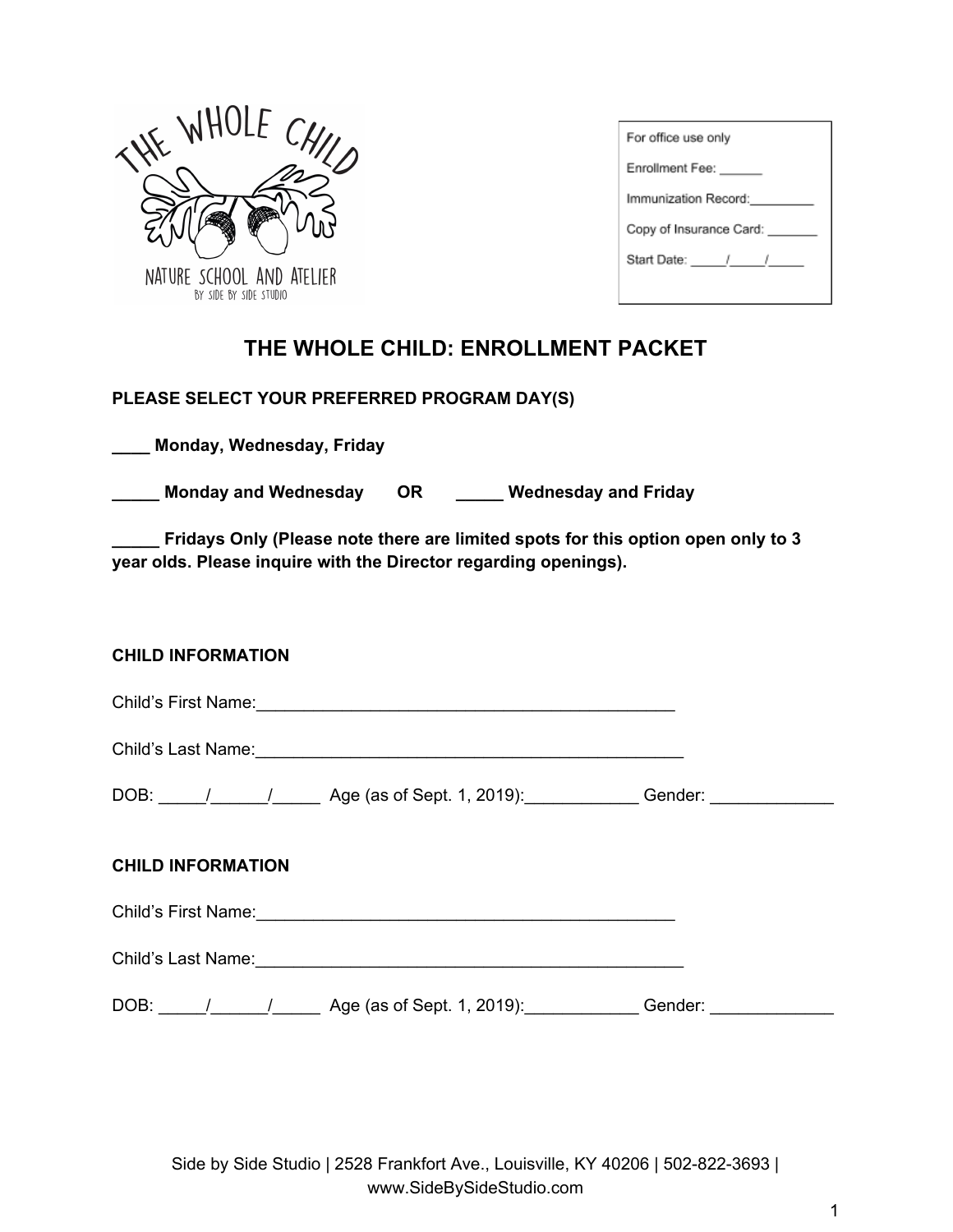THE WHOLE CHILD

NATURE SCHOOL AND ATELIER

BY SIDE BY SIDE STUDIO

For office use only

Enrollment Fee: ______

Immunization Record:_________

Copy of Insurance Card: _______

Start Date: _____/_____/_____

# THE WHOLE CHILD: ENROLLMENT PACKET

**PLEASE SELECT YOUR PREFERRED PROGRAM DAY(S)**

**____ Monday, Wednesday, Friday**

**_____ Monday and Wednesday OR _____ Wednesday and Friday**

**_____ Fridays Only (Please note there are limited spots for this option open only to 3 year olds. Please inquire with the Director regarding openings).**

**CHILD INFORMATION**

Child's First Name:_______________________________________________

Child's Last Name:________________________________________________

DOB: _____/______/_____ Age (as of Sept. 1, 2019):____________ Gender: _____________

**CHILD INFORMATION**

Child's First Name:_______________________________________________

Child's Last Name:________________________________________________

DOB: _____/______/_____ Age (as of Sept. 1, 2019):____________ Gender: _____________

Side by Side Studio | 2528 Frankfort Ave., Louisville, KY 40206 | 502-822-3693 | www.SideBySideStudio.com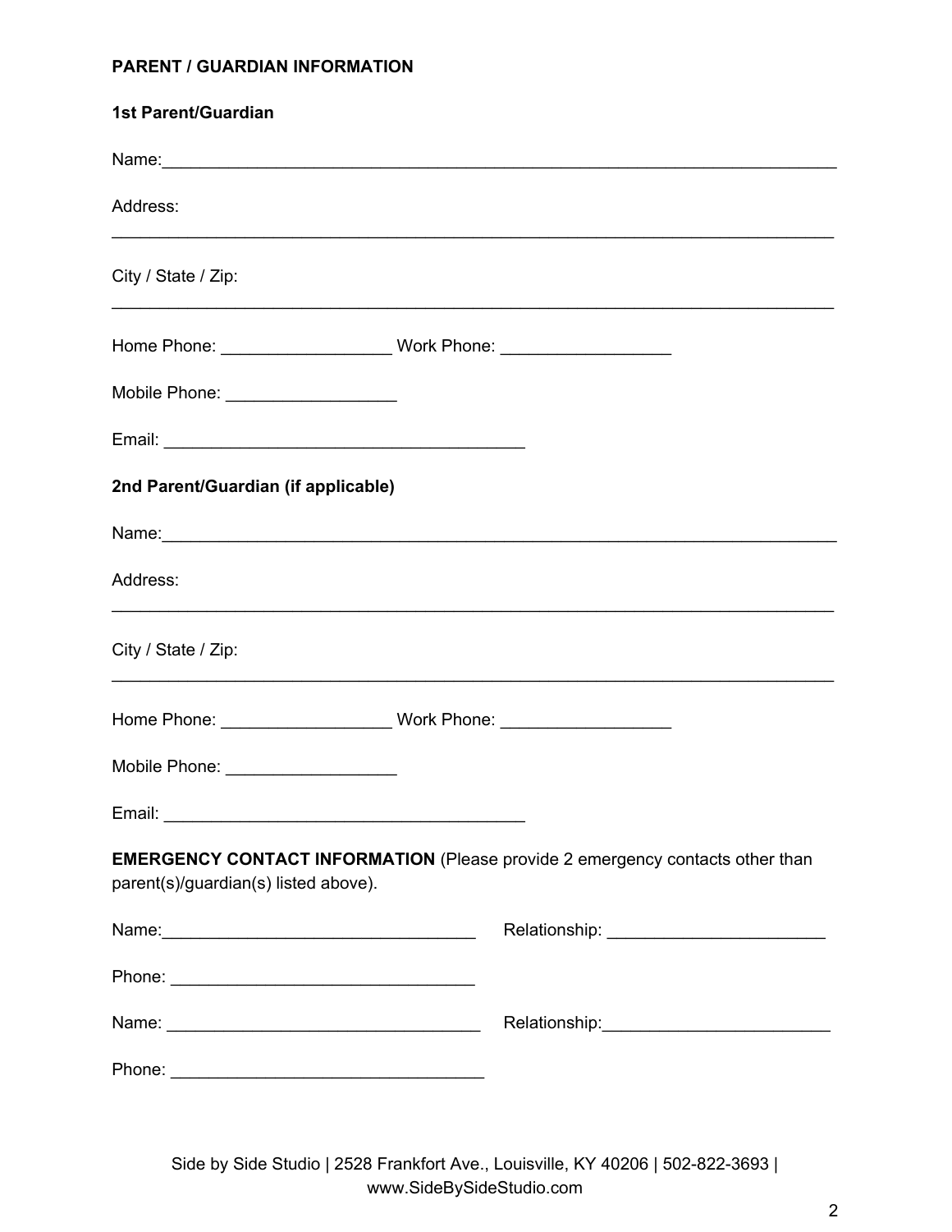**PARENT / GUARDIAN INFORMATION**

**1st Parent/Guardian**

Name:___________________________________________________________________________

Address:

___________________________________________________________________________

City / State / Zip:

___________________________________________________________________________

Home Phone: __________________ Work Phone: __________________

Mobile Phone: __________________

Email: ______________________________________

**2nd Parent/Guardian (if applicable)**

Name:___________________________________________________________________________

Address:

___________________________________________________________________________

City / State / Zip:

___________________________________________________________________________

Home Phone: __________________ Work Phone: __________________

Mobile Phone: __________________

Email: ______________________________________

**EMERGENCY CONTACT INFORMATION** (Please provide 2 emergency contacts other than parent(s)/guardian(s) listed above).

Name:_________________________________ Relationship: _______________________

Phone: ________________________________

Name: _________________________________ Relationship:________________________

Phone: _________________________________

Side by Side Studio | 2528 Frankfort Ave., Louisville, KY 40206 | 502-822-3693 | www.SideBySideStudio.com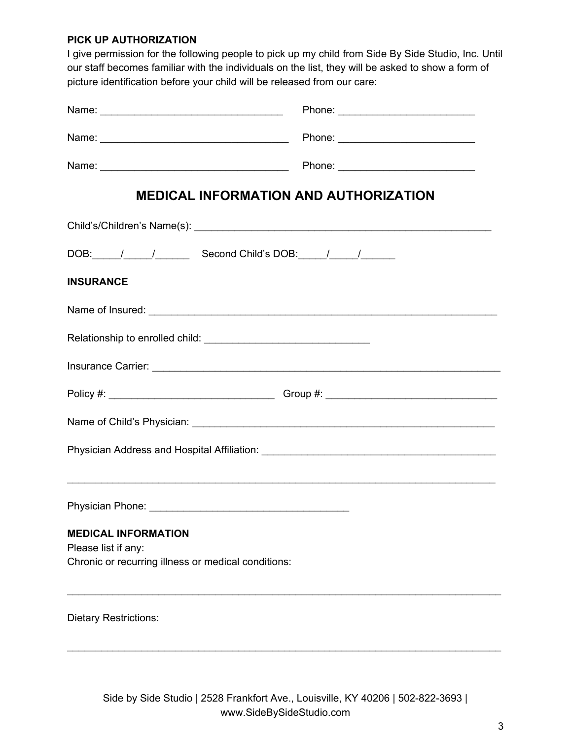**PICK UP AUTHORIZATION**

I give permission for the following people to pick up my child from Side By Side Studio, Inc. Until our staff becomes familiar with the individuals on the list, they will be asked to show a form of picture identification before your child will be released from our care:

Name: ________________________________ Phone: ________________________

Name: _________________________________ Phone: ________________________

Name: _________________________________ Phone: ________________________

## MEDICAL INFORMATION AND AUTHORIZATION

Child's/Children's Name(s): ______________________________________________________

DOB:_____/_____/______ Second Child's DOB:_____/_____/______

**INSURANCE**

Name of Insured: _______________________________________________________________

Relationship to enrolled child: _____________________________

Insurance Carrier: _______________________________________________________________

Policy #: _____________________________ Group #: ______________________________

Name of Child's Physician: _______________________________________________________

Physician Address and Hospital Affiliation: _________________________________________

_____________________________________________________________________________

Physician Phone: ___________________________________

**MEDICAL INFORMATION**

Please list if any:

Chronic or recurring illness or medical conditions:

_____________________________________________________________________________

Dietary Restrictions:

_____________________________________________________________________________

Side by Side Studio | 2528 Frankfort Ave., Louisville, KY 40206 | 502-822-3693 | www.SideBySideStudio.com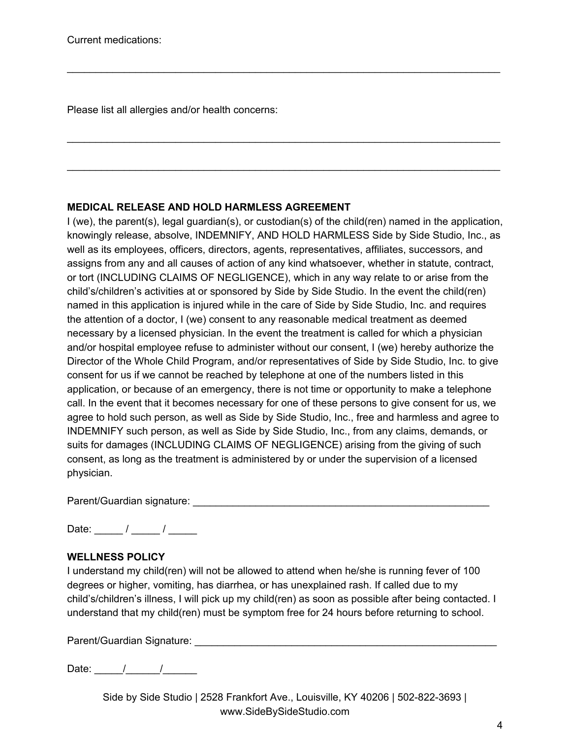Current medications:

\_\_\_\_\_\_\_\_\_\_\_\_\_\_\_\_\_\_\_\_\_\_\_\_\_\_\_\_\_\_\_\_\_\_\_\_\_\_\_\_\_\_\_\_\_\_\_\_\_\_\_\_\_\_\_\_\_\_\_\_\_\_\_\_\_\_\_\_\_\_\_\_\_\_

Please list all allergies and/or health concerns:

\_\_\_\_\_\_\_\_\_\_\_\_\_\_\_\_\_\_\_\_\_\_\_\_\_\_\_\_\_\_\_\_\_\_\_\_\_\_\_\_\_\_\_\_\_\_\_\_\_\_\_\_\_\_\_\_\_\_\_\_\_\_\_\_\_\_\_\_\_\_\_\_\_\_

\_\_\_\_\_\_\_\_\_\_\_\_\_\_\_\_\_\_\_\_\_\_\_\_\_\_\_\_\_\_\_\_\_\_\_\_\_\_\_\_\_\_\_\_\_\_\_\_\_\_\_\_\_\_\_\_\_\_\_\_\_\_\_\_\_\_\_\_\_\_\_\_\_\_

**MEDICAL RELEASE AND HOLD HARMLESS AGREEMENT**

I (we), the parent(s), legal guardian(s), or custodian(s) of the child(ren) named in the application, knowingly release, absolve, INDEMNIFY, AND HOLD HARMLESS Side by Side Studio, Inc., as well as its employees, officers, directors, agents, representatives, affiliates, successors, and assigns from any and all causes of action of any kind whatsoever, whether in statute, contract, or tort (INCLUDING CLAIMS OF NEGLIGENCE), which in any way relate to or arise from the child's/children's activities at or sponsored by Side by Side Studio. In the event the child(ren) named in this application is injured while in the care of Side by Side Studio, Inc. and requires the attention of a doctor, I (we) consent to any reasonable medical treatment as deemed necessary by a licensed physician. In the event the treatment is called for which a physician and/or hospital employee refuse to administer without our consent, I (we) hereby authorize the Director of the Whole Child Program, and/or representatives of Side by Side Studio, Inc. to give consent for us if we cannot be reached by telephone at one of the numbers listed in this application, or because of an emergency, there is not time or opportunity to make a telephone call. In the event that it becomes necessary for one of these persons to give consent for us, we agree to hold such person, as well as Side by Side Studio, Inc., free and harmless and agree to INDEMNIFY such person, as well as Side by Side Studio, Inc., from any claims, demands, or suits for damages (INCLUDING CLAIMS OF NEGLIGENCE) arising from the giving of such consent, as long as the treatment is administered by or under the supervision of a licensed physician.

Parent/Guardian signature: \_\_\_\_\_\_\_\_\_\_\_\_\_\_\_\_\_\_\_\_\_\_\_\_\_\_\_\_\_\_\_\_\_\_\_\_\_\_\_\_\_\_\_\_\_\_\_\_\_\_\_\_

Date: \_\_\_\_\_ / \_\_\_\_\_ / \_\_\_\_\_

**WELLNESS POLICY**

I understand my child(ren) will not be allowed to attend when he/she is running fever of 100 degrees or higher, vomiting, has diarrhea, or has unexplained rash. If called due to my child's/children's illness, I will pick up my child(ren) as soon as possible after being contacted. I understand that my child(ren) must be symptom free for 24 hours before returning to school.

Parent/Guardian Signature: \_\_\_\_\_\_\_\_\_\_\_\_\_\_\_\_\_\_\_\_\_\_\_\_\_\_\_\_\_\_\_\_\_\_\_\_\_\_\_\_\_\_\_\_\_\_\_\_\_\_\_\_

Date: \_\_\_\_\_/\_\_\_\_\_\_/\_\_\_\_\_\_

Side by Side Studio | 2528 Frankfort Ave., Louisville, KY 40206 | 502-822-3693 | www.SideBySideStudio.com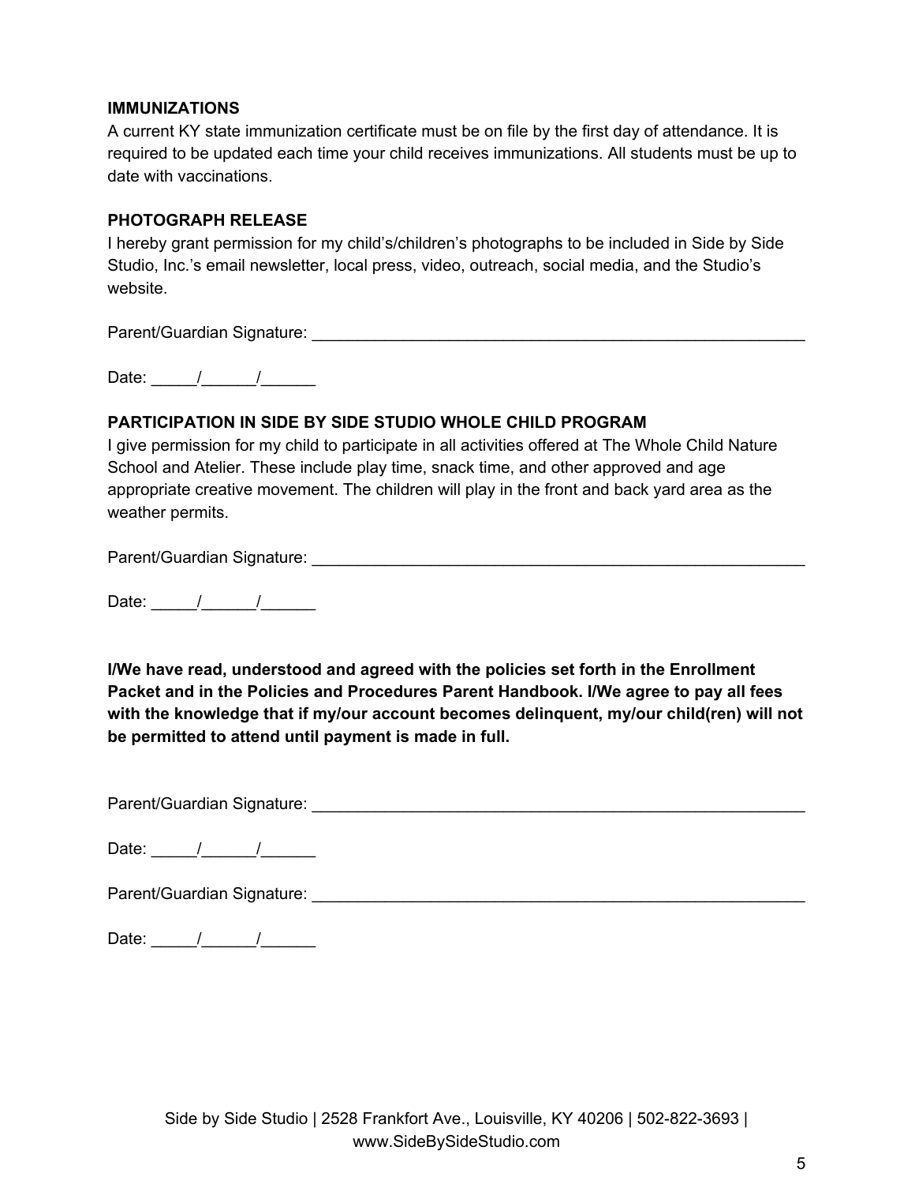**IMMUNIZATIONS**

A current KY state immunization certificate must be on file by the first day of attendance. It is required to be updated each time your child receives immunizations. All students must be up to date with vaccinations.

**PHOTOGRAPH RELEASE**

I hereby grant permission for my child's/children's photographs to be included in Side by Side Studio, Inc.'s email newsletter, local press, video, outreach, social media, and the Studio's website.

Parent/Guardian Signature: ________________________________________________________

Date: _____/______/______

**PARTICIPATION IN SIDE BY SIDE STUDIO WHOLE CHILD PROGRAM**

I give permission for my child to participate in all activities offered at The Whole Child Nature School and Atelier. These include play time, snack time, and other approved and age appropriate creative movement. The children will play in the front and back yard area as the weather permits.

Parent/Guardian Signature: ________________________________________________________

Date: _____/______/______

**I/We have read, understood and agreed with the policies set forth in the Enrollment Packet and in the Policies and Procedures Parent Handbook. I/We agree to pay all fees with the knowledge that if my/our account becomes delinquent, my/our child(ren) will not be permitted to attend until payment is made in full.**

Parent/Guardian Signature: ________________________________________________________

Date: _____/______/______

Parent/Guardian Signature: ________________________________________________________

Date: _____/______/______

Side by Side Studio | 2528 Frankfort Ave., Louisville, KY 40206 | 502-822-3693 | www.SideBySideStudio.com